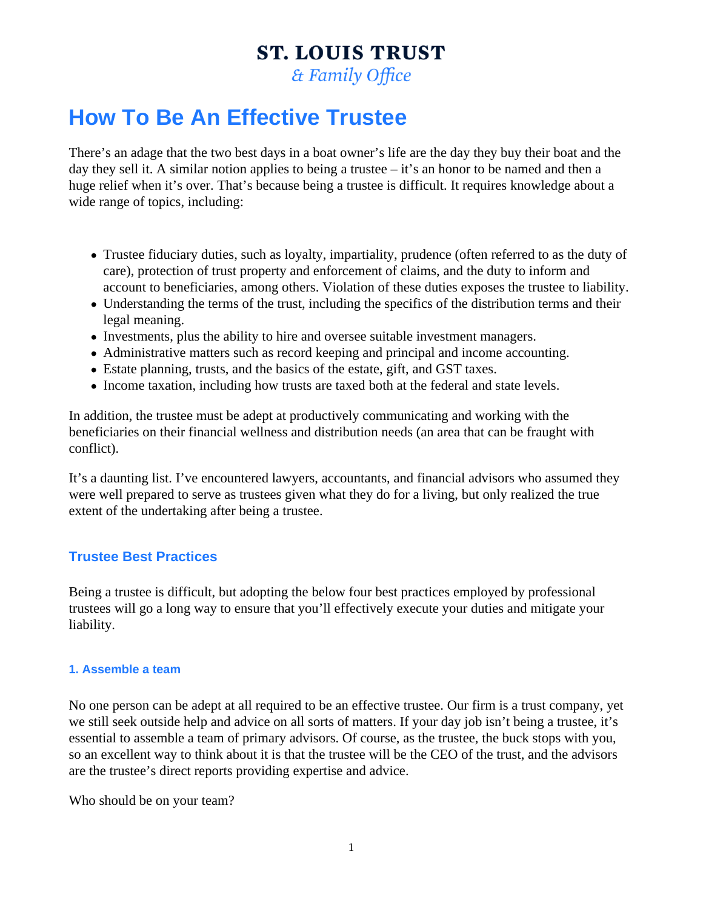**ST. LOUIS TRUST**
*& Family Office*

# How To Be An Effective Trustee

There's an adage that the two best days in a boat owner's life are the day they buy their boat and the day they sell it. A similar notion applies to being a trustee – it's an honor to be named and then a huge relief when it's over. That's because being a trustee is difficult. It requires knowledge about a wide range of topics, including:

- Trustee fiduciary duties, such as loyalty, impartiality, prudence (often referred to as the duty of care), protection of trust property and enforcement of claims, and the duty to inform and account to beneficiaries, among others. Violation of these duties exposes the trustee to liability.
- Understanding the terms of the trust, including the specifics of the distribution terms and their legal meaning.
- Investments, plus the ability to hire and oversee suitable investment managers.
- Administrative matters such as record keeping and principal and income accounting.
- Estate planning, trusts, and the basics of the estate, gift, and GST taxes.
- Income taxation, including how trusts are taxed both at the federal and state levels.

In addition, the trustee must be adept at productively communicating and working with the beneficiaries on their financial wellness and distribution needs (an area that can be fraught with conflict).

It's a daunting list. I've encountered lawyers, accountants, and financial advisors who assumed they were well prepared to serve as trustees given what they do for a living, but only realized the true extent of the undertaking after being a trustee.

## Trustee Best Practices

Being a trustee is difficult, but adopting the below four best practices employed by professional trustees will go a long way to ensure that you'll effectively execute your duties and mitigate your liability.

### 1. Assemble a team

No one person can be adept at all required to be an effective trustee. Our firm is a trust company, yet we still seek outside help and advice on all sorts of matters. If your day job isn't being a trustee, it's essential to assemble a team of primary advisors. Of course, as the trustee, the buck stops with you, so an excellent way to think about it is that the trustee will be the CEO of the trust, and the advisors are the trustee's direct reports providing expertise and advice.

Who should be on your team?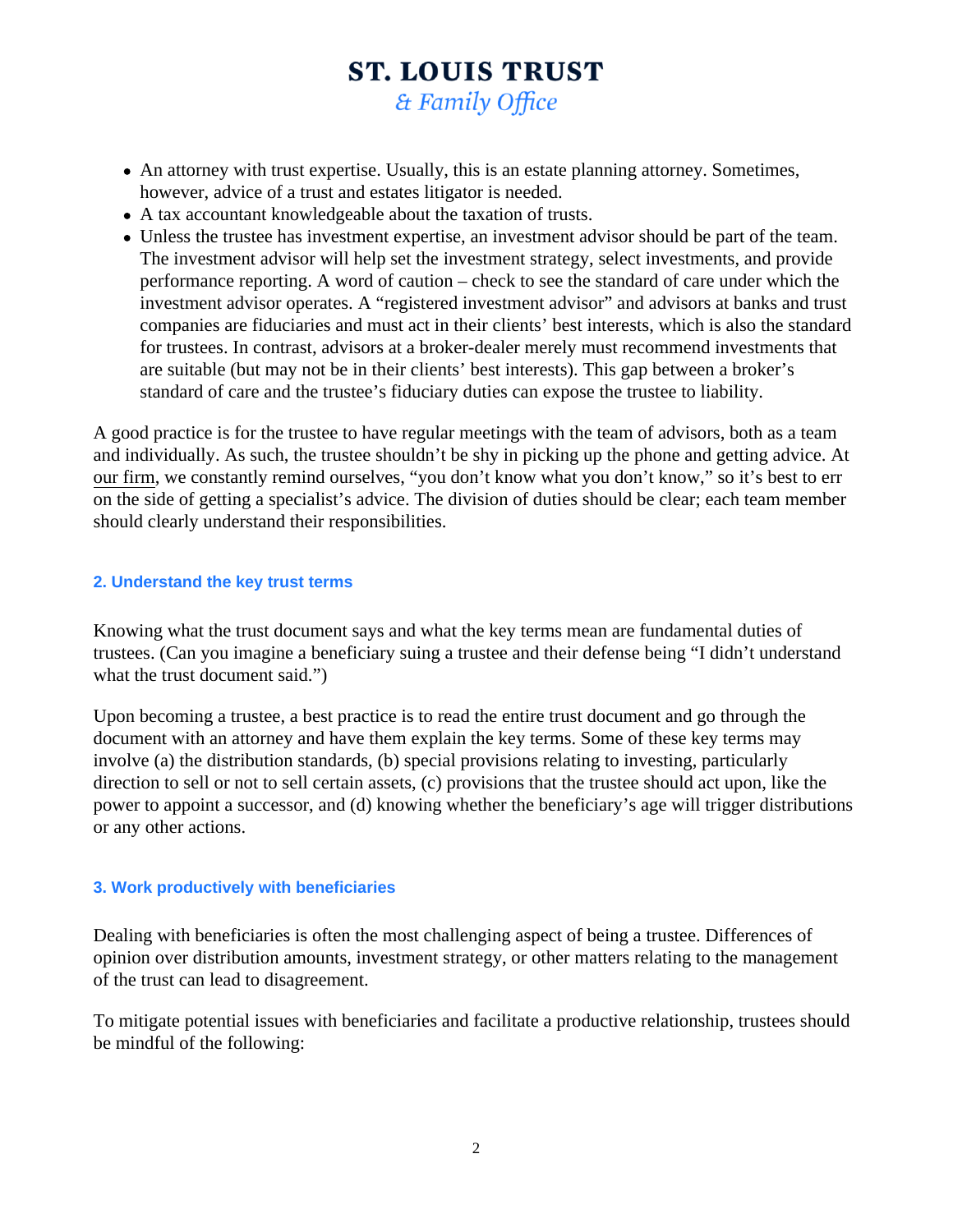- An attorney with trust expertise. Usually, this is an estate planning attorney. Sometimes, however, advice of a trust and estates litigator is needed.
- A tax accountant knowledgeable about the taxation of trusts.
- Unless the trustee has investment expertise, an investment advisor should be part of the team. The investment advisor will help set the investment strategy, select investments, and provide performance reporting. A word of caution – check to see the standard of care under which the investment advisor operates. A "registered investment advisor" and advisors at banks and trust companies are fiduciaries and must act in their clients' best interests, which is also the standard for trustees. In contrast, advisors at a broker-dealer merely must recommend investments that are suitable (but may not be in their clients' best interests). This gap between a broker's standard of care and the trustee's fiduciary duties can expose the trustee to liability.

A good practice is for the trustee to have regular meetings with the team of advisors, both as a team and individually. As such, the trustee shouldn't be shy in picking up the phone and getting advice. At our firm, we constantly remind ourselves, "you don't know what you don't know," so it's best to err on the side of getting a specialist's advice. The division of duties should be clear; each team member should clearly understand their responsibilities.

### 2. Understand the key trust terms

Knowing what the trust document says and what the key terms mean are fundamental duties of trustees. (Can you imagine a beneficiary suing a trustee and their defense being "I didn't understand what the trust document said.")

Upon becoming a trustee, a best practice is to read the entire trust document and go through the document with an attorney and have them explain the key terms. Some of these key terms may involve (a) the distribution standards, (b) special provisions relating to investing, particularly direction to sell or not to sell certain assets, (c) provisions that the trustee should act upon, like the power to appoint a successor, and (d) knowing whether the beneficiary's age will trigger distributions or any other actions.

### 3. Work productively with beneficiaries

Dealing with beneficiaries is often the most challenging aspect of being a trustee. Differences of opinion over distribution amounts, investment strategy, or other matters relating to the management of the trust can lead to disagreement.

To mitigate potential issues with beneficiaries and facilitate a productive relationship, trustees should be mindful of the following: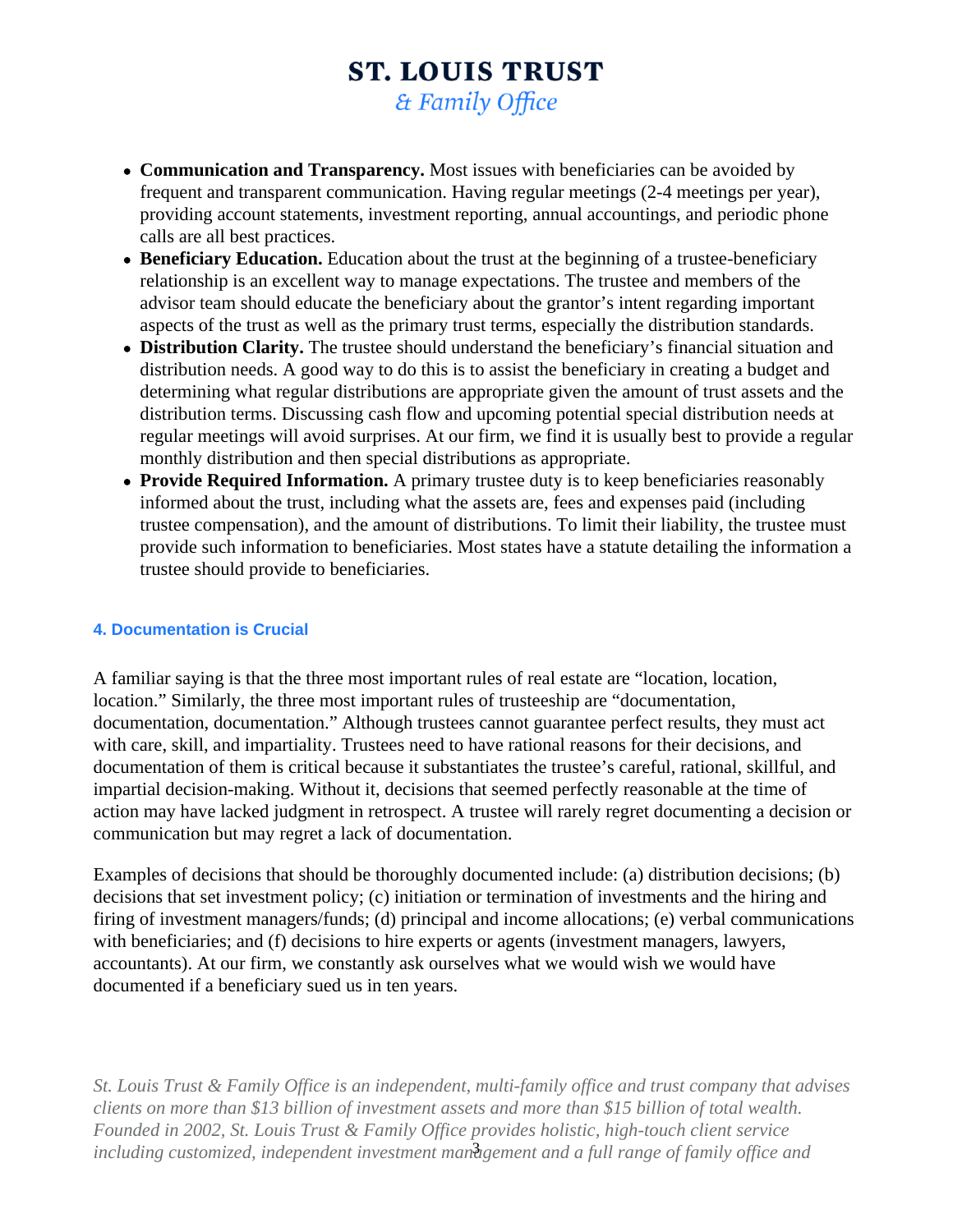- **Communication and Transparency.** Most issues with beneficiaries can be avoided by frequent and transparent communication. Having regular meetings (2-4 meetings per year), providing account statements, investment reporting, annual accountings, and periodic phone calls are all best practices.
- **Beneficiary Education.** Education about the trust at the beginning of a trustee-beneficiary relationship is an excellent way to manage expectations. The trustee and members of the advisor team should educate the beneficiary about the grantor's intent regarding important aspects of the trust as well as the primary trust terms, especially the distribution standards.
- **Distribution Clarity.** The trustee should understand the beneficiary's financial situation and distribution needs. A good way to do this is to assist the beneficiary in creating a budget and determining what regular distributions are appropriate given the amount of trust assets and the distribution terms. Discussing cash flow and upcoming potential special distribution needs at regular meetings will avoid surprises. At our firm, we find it is usually best to provide a regular monthly distribution and then special distributions as appropriate.
- **Provide Required Information.** A primary trustee duty is to keep beneficiaries reasonably informed about the trust, including what the assets are, fees and expenses paid (including trustee compensation), and the amount of distributions. To limit their liability, the trustee must provide such information to beneficiaries. Most states have a statute detailing the information a trustee should provide to beneficiaries.

### 4. Documentation is Crucial

A familiar saying is that the three most important rules of real estate are "location, location, location." Similarly, the three most important rules of trusteeship are "documentation, documentation, documentation." Although trustees cannot guarantee perfect results, they must act with care, skill, and impartiality. Trustees need to have rational reasons for their decisions, and documentation of them is critical because it substantiates the trustee's careful, rational, skillful, and impartial decision-making. Without it, decisions that seemed perfectly reasonable at the time of action may have lacked judgment in retrospect. A trustee will rarely regret documenting a decision or communication but may regret a lack of documentation.

Examples of decisions that should be thoroughly documented include: (a) distribution decisions; (b) decisions that set investment policy; (c) initiation or termination of investments and the hiring and firing of investment managers/funds; (d) principal and income allocations; (e) verbal communications with beneficiaries; and (f) decisions to hire experts or agents (investment managers, lawyers, accountants). At our firm, we constantly ask ourselves what we would wish we would have documented if a beneficiary sued us in ten years.

*St. Louis Trust & Family Office is an independent, multi-family office and trust company that advises clients on more than $13 billion of investment assets and more than $15 billion of total wealth. Founded in 2002, St. Louis Trust & Family Office provides holistic, high-touch client service including customized, independent investment management and a full range of family office and*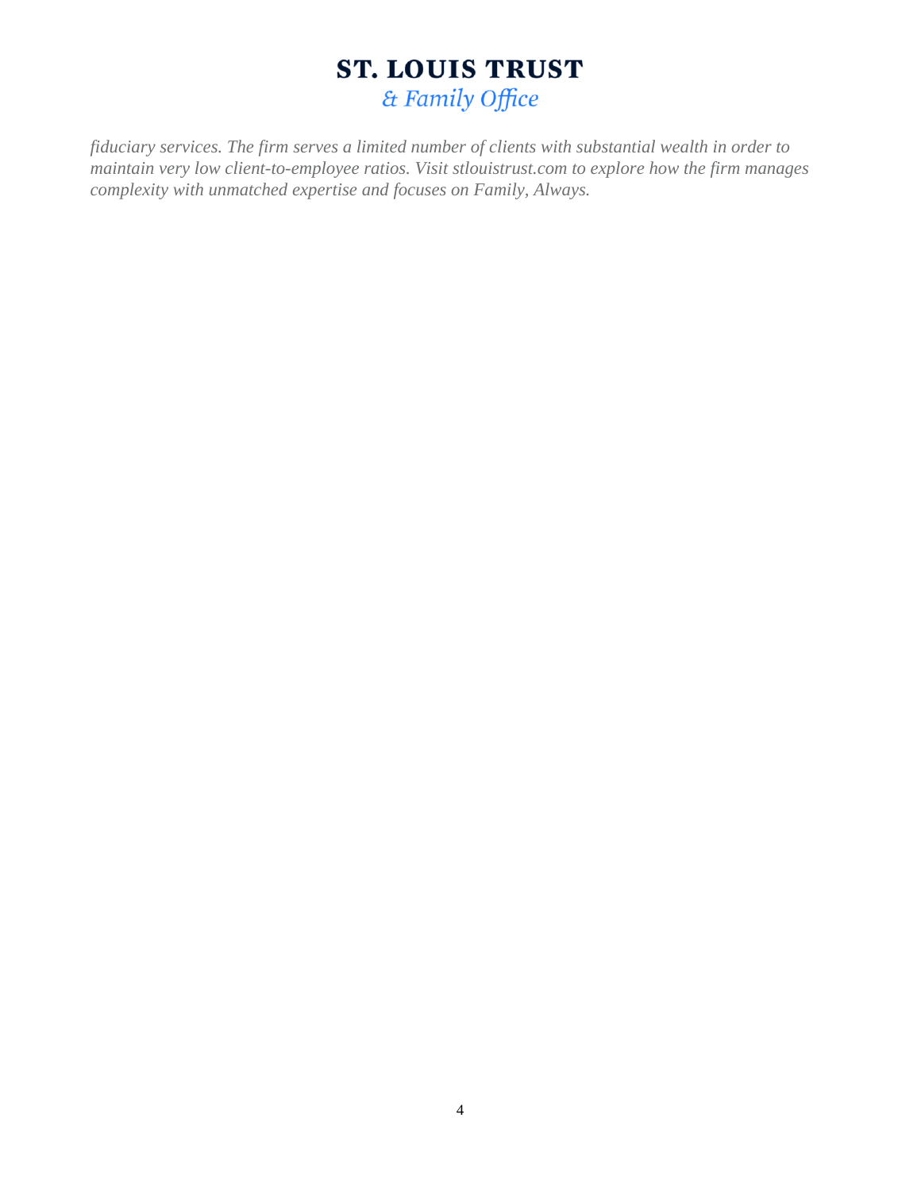*fiduciary services. The firm serves a limited number of clients with substantial wealth in order to maintain very low client-to-employee ratios. Visit stlouistrust.com to explore how the firm manages complexity with unmatched expertise and focuses on Family, Always.*